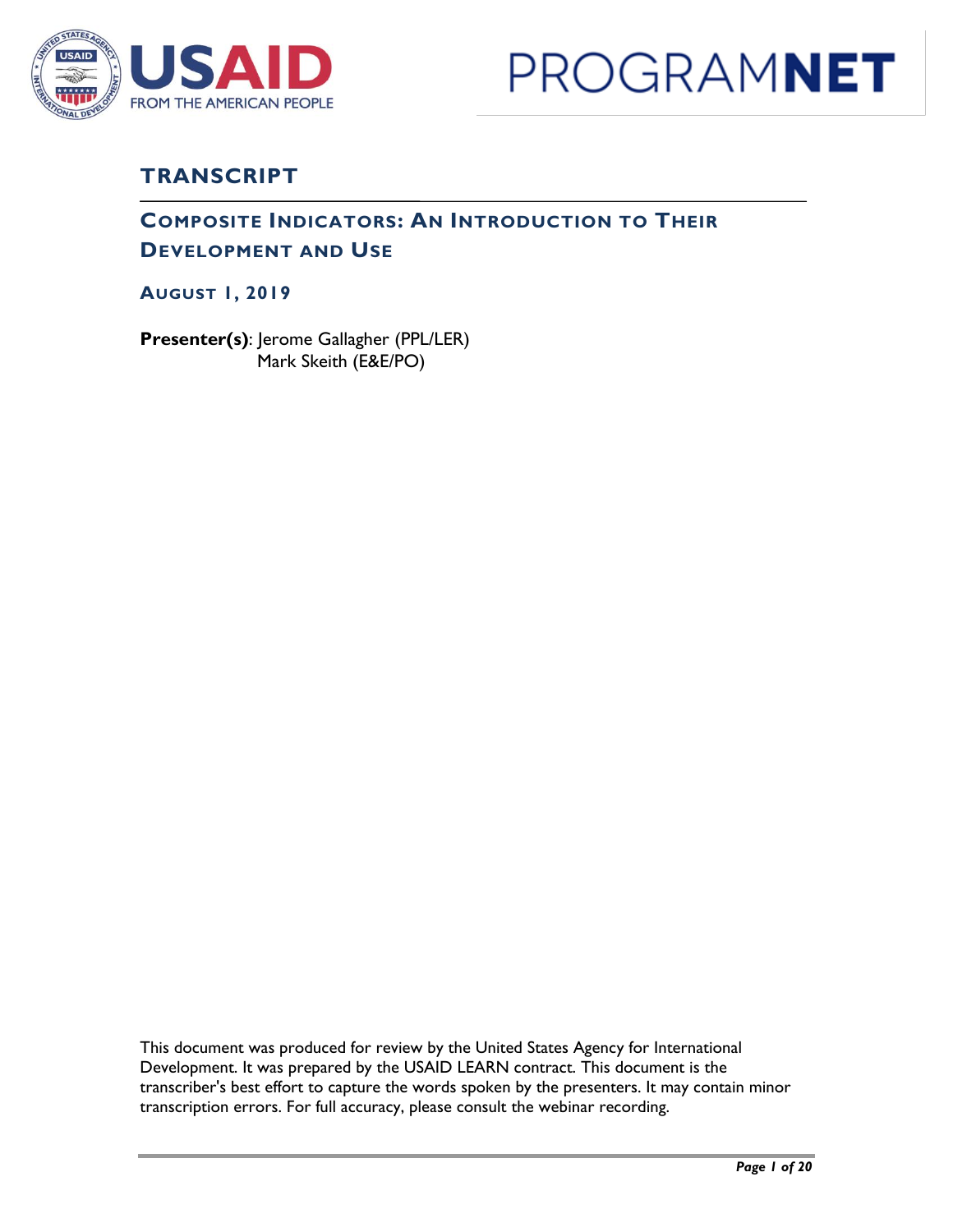# TRANSCRIPT

## Composite Indicators: An Introduction to Their Development and Use

### August 1, 2019

**Presenter(s)**: Jerome Gallagher (PPL/LER)
Mark Skeith (E&E/PO)

This document was produced for review by the United States Agency for International Development. It was prepared by the USAID LEARN contract. This document is the transcriber's best effort to capture the words spoken by the presenters. It may contain minor transcription errors. For full accuracy, please consult the webinar recording.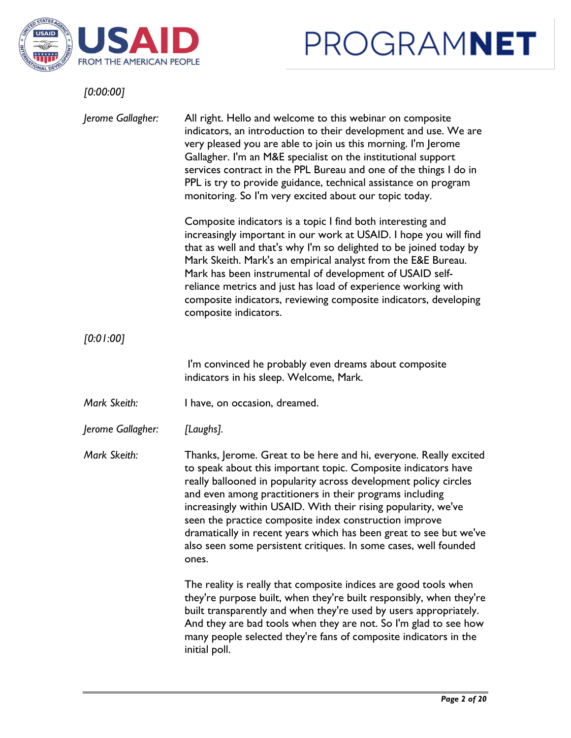*[0:00:00]*

*Jerome Gallagher:* All right. Hello and welcome to this webinar on composite indicators, an introduction to their development and use. We are very pleased you are able to join us this morning. I'm Jerome Gallagher. I'm an M&E specialist on the institutional support services contract in the PPL Bureau and one of the things I do in PPL is try to provide guidance, technical assistance on program monitoring. So I'm very excited about our topic today.

Composite indicators is a topic I find both interesting and increasingly important in our work at USAID. I hope you will find that as well and that's why I'm so delighted to be joined today by Mark Skeith. Mark's an empirical analyst from the E&E Bureau. Mark has been instrumental of development of USAID self-reliance metrics and just has load of experience working with composite indicators, reviewing composite indicators, developing composite indicators.

*[0:01:00]*

I'm convinced he probably even dreams about composite indicators in his sleep. Welcome, Mark.

*Mark Skeith:* I have, on occasion, dreamed.

*Jerome Gallagher:* *[Laughs].*

*Mark Skeith:* Thanks, Jerome. Great to be here and hi, everyone. Really excited to speak about this important topic. Composite indicators have really ballooned in popularity across development policy circles and even among practitioners in their programs including increasingly within USAID. With their rising popularity, we've seen the practice composite index construction improve dramatically in recent years which has been great to see but we've also seen some persistent critiques. In some cases, well founded ones.

The reality is really that composite indices are good tools when they're purpose built, when they're built responsibly, when they're built transparently and when they're used by users appropriately. And they are bad tools when they are not. So I'm glad to see how many people selected they're fans of composite indicators in the initial poll.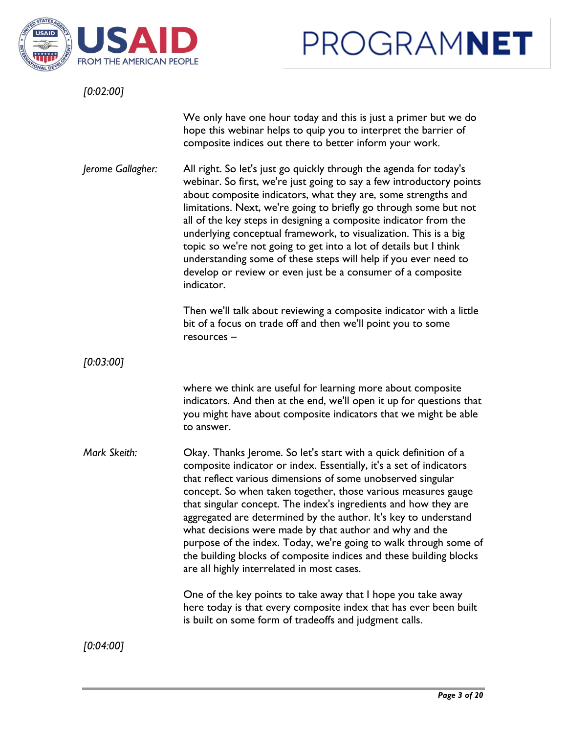*[0:02:00]*

We only have one hour today and this is just a primer but we do hope this webinar helps to quip you to interpret the barrier of composite indices out there to better inform your work.

*Jerome Gallagher:* All right. So let's just go quickly through the agenda for today's webinar. So first, we're just going to say a few introductory points about composite indicators, what they are, some strengths and limitations. Next, we're going to briefly go through some but not all of the key steps in designing a composite indicator from the underlying conceptual framework, to visualization. This is a big topic so we're not going to get into a lot of details but I think understanding some of these steps will help if you ever need to develop or review or even just be a consumer of a composite indicator.

Then we'll talk about reviewing a composite indicator with a little bit of a focus on trade off and then we'll point you to some resources –

*[0:03:00]*

where we think are useful for learning more about composite indicators. And then at the end, we'll open it up for questions that you might have about composite indicators that we might be able to answer.

*Mark Skeith:* Okay. Thanks Jerome. So let's start with a quick definition of a composite indicator or index. Essentially, it's a set of indicators that reflect various dimensions of some unobserved singular concept. So when taken together, those various measures gauge that singular concept. The index's ingredients and how they are aggregated are determined by the author. It's key to understand what decisions were made by that author and why and the purpose of the index. Today, we're going to walk through some of the building blocks of composite indices and these building blocks are all highly interrelated in most cases.

One of the key points to take away that I hope you take away here today is that every composite index that has ever been built is built on some form of tradeoffs and judgment calls.

*[0:04:00]*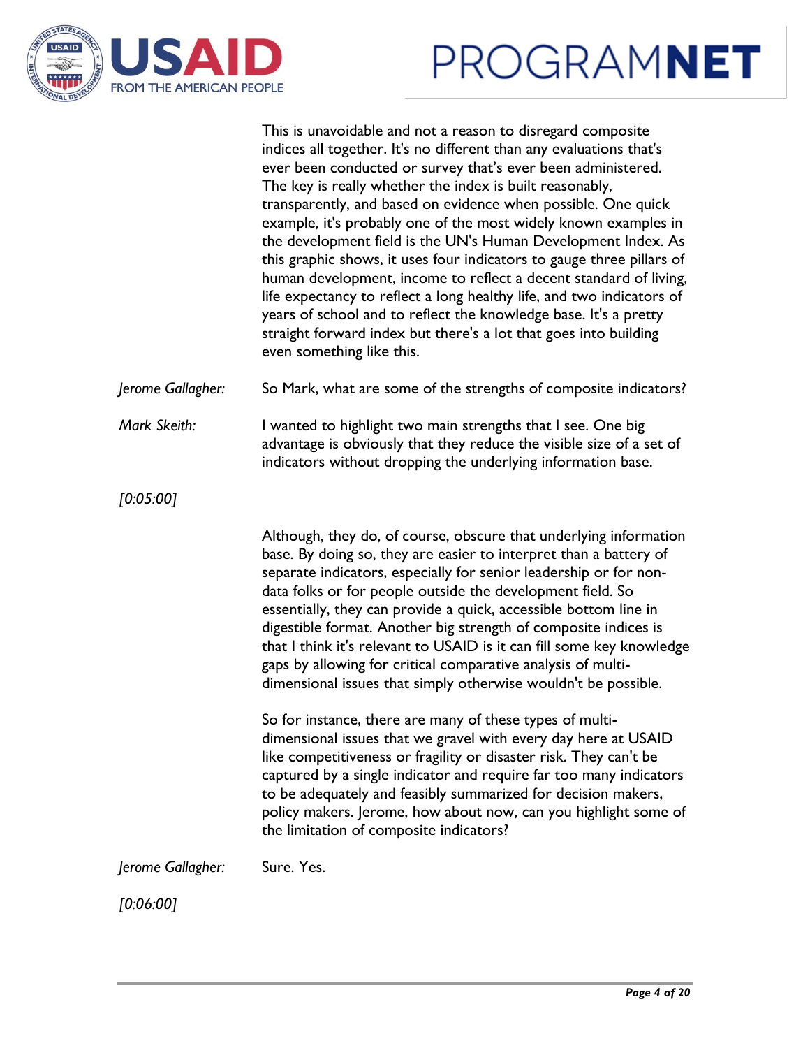This is unavoidable and not a reason to disregard composite indices all together. It's no different than any evaluations that's ever been conducted or survey that's ever been administered. The key is really whether the index is built reasonably, transparently, and based on evidence when possible. One quick example, it's probably one of the most widely known examples in the development field is the UN's Human Development Index. As this graphic shows, it uses four indicators to gauge three pillars of human development, income to reflect a decent standard of living, life expectancy to reflect a long healthy life, and two indicators of years of school and to reflect the knowledge base. It's a pretty straight forward index but there's a lot that goes into building even something like this.

*Jerome Gallagher:* So Mark, what are some of the strengths of composite indicators?

*Mark Skeith:* I wanted to highlight two main strengths that I see. One big advantage is obviously that they reduce the visible size of a set of indicators without dropping the underlying information base.

*[0:05:00]*

Although, they do, of course, obscure that underlying information base. By doing so, they are easier to interpret than a battery of separate indicators, especially for senior leadership or for non-data folks or for people outside the development field. So essentially, they can provide a quick, accessible bottom line in digestible format. Another big strength of composite indices is that I think it's relevant to USAID is it can fill some key knowledge gaps by allowing for critical comparative analysis of multi-dimensional issues that simply otherwise wouldn't be possible.

So for instance, there are many of these types of multi-dimensional issues that we gravel with every day here at USAID like competitiveness or fragility or disaster risk. They can't be captured by a single indicator and require far too many indicators to be adequately and feasibly summarized for decision makers, policy makers. Jerome, how about now, can you highlight some of the limitation of composite indicators?

*Jerome Gallagher:* Sure. Yes.

*[0:06:00]*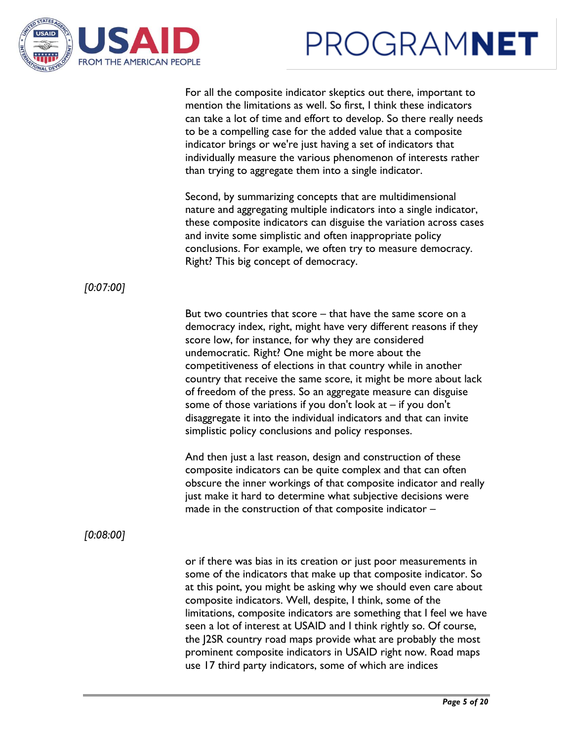For all the composite indicator skeptics out there, important to mention the limitations as well. So first, I think these indicators can take a lot of time and effort to develop. So there really needs to be a compelling case for the added value that a composite indicator brings or we're just having a set of indicators that individually measure the various phenomenon of interests rather than trying to aggregate them into a single indicator.

Second, by summarizing concepts that are multidimensional nature and aggregating multiple indicators into a single indicator, these composite indicators can disguise the variation across cases and invite some simplistic and often inappropriate policy conclusions. For example, we often try to measure democracy. Right? This big concept of democracy.

*[0:07:00]*

But two countries that score – that have the same score on a democracy index, right, might have very different reasons if they score low, for instance, for why they are considered undemocratic. Right? One might be more about the competitiveness of elections in that country while in another country that receive the same score, it might be more about lack of freedom of the press. So an aggregate measure can disguise some of those variations if you don't look at – if you don't disaggregate it into the individual indicators and that can invite simplistic policy conclusions and policy responses.

And then just a last reason, design and construction of these composite indicators can be quite complex and that can often obscure the inner workings of that composite indicator and really just make it hard to determine what subjective decisions were made in the construction of that composite indicator –

*[0:08:00]*

or if there was bias in its creation or just poor measurements in some of the indicators that make up that composite indicator. So at this point, you might be asking why we should even care about composite indicators. Well, despite, I think, some of the limitations, composite indicators are something that I feel we have seen a lot of interest at USAID and I think rightly so. Of course, the J2SR country road maps provide what are probably the most prominent composite indicators in USAID right now. Road maps use 17 third party indicators, some of which are indices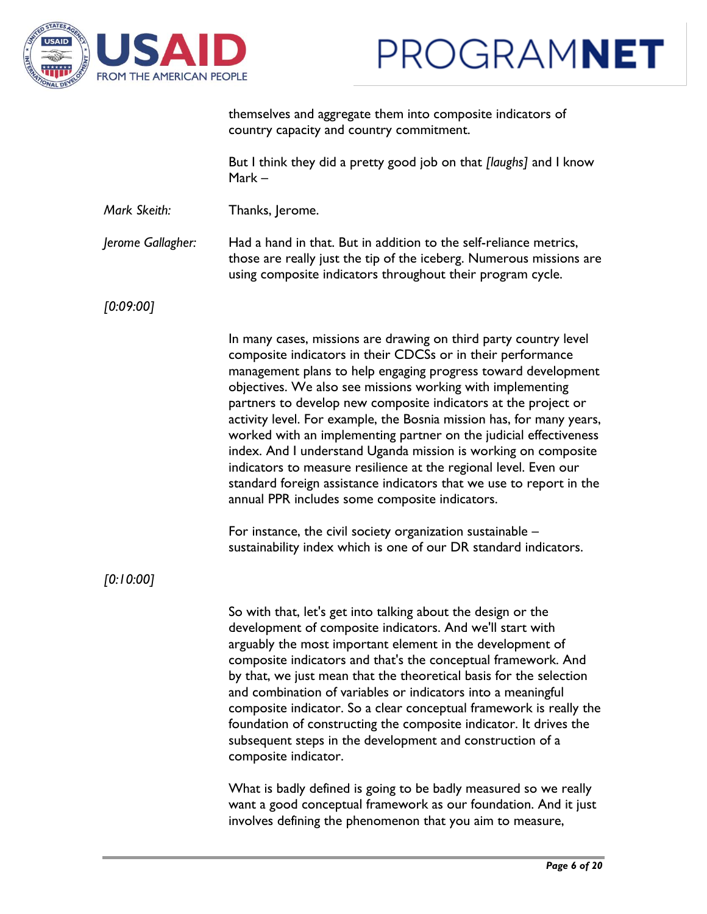themselves and aggregate them into composite indicators of country capacity and country commitment.

But I think they did a pretty good job on that *[laughs]* and I know Mark –

*Mark Skeith:* Thanks, Jerome.

*Jerome Gallagher:* Had a hand in that. But in addition to the self-reliance metrics, those are really just the tip of the iceberg. Numerous missions are using composite indicators throughout their program cycle.

*[0:09:00]*

In many cases, missions are drawing on third party country level composite indicators in their CDCSs or in their performance management plans to help engaging progress toward development objectives. We also see missions working with implementing partners to develop new composite indicators at the project or activity level. For example, the Bosnia mission has, for many years, worked with an implementing partner on the judicial effectiveness index. And I understand Uganda mission is working on composite indicators to measure resilience at the regional level. Even our standard foreign assistance indicators that we use to report in the annual PPR includes some composite indicators.

For instance, the civil society organization sustainable – sustainability index which is one of our DR standard indicators.

*[0:10:00]*

So with that, let's get into talking about the design or the development of composite indicators. And we'll start with arguably the most important element in the development of composite indicators and that's the conceptual framework. And by that, we just mean that the theoretical basis for the selection and combination of variables or indicators into a meaningful composite indicator. So a clear conceptual framework is really the foundation of constructing the composite indicator. It drives the subsequent steps in the development and construction of a composite indicator.

What is badly defined is going to be badly measured so we really want a good conceptual framework as our foundation. And it just involves defining the phenomenon that you aim to measure,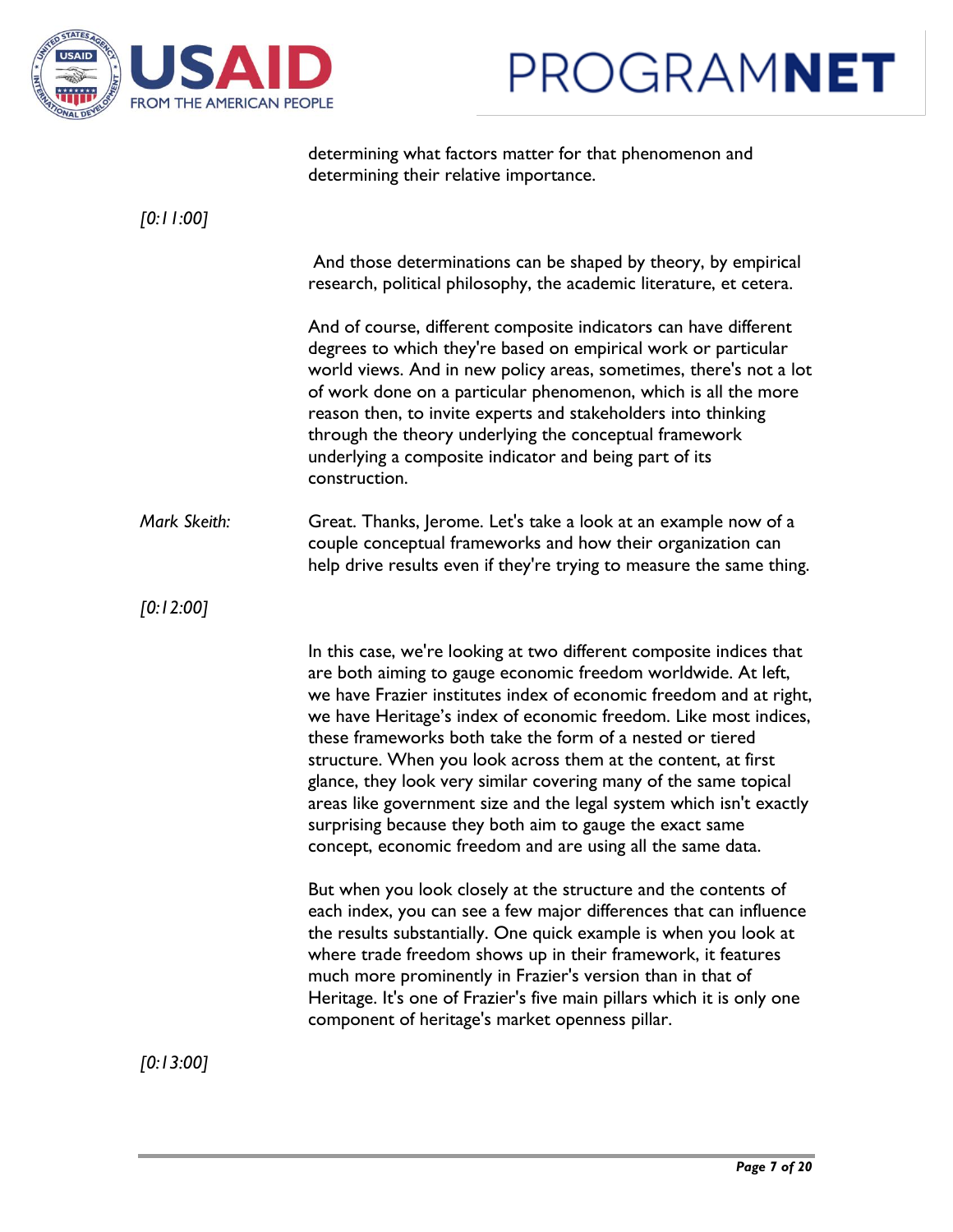determining what factors matter for that phenomenon and determining their relative importance.

*[0:11:00]*

And those determinations can be shaped by theory, by empirical research, political philosophy, the academic literature, et cetera.

And of course, different composite indicators can have different degrees to which they're based on empirical work or particular world views. And in new policy areas, sometimes, there's not a lot of work done on a particular phenomenon, which is all the more reason then, to invite experts and stakeholders into thinking through the theory underlying the conceptual framework underlying a composite indicator and being part of its construction.

*Mark Skeith:* Great. Thanks, Jerome. Let's take a look at an example now of a couple conceptual frameworks and how their organization can help drive results even if they're trying to measure the same thing.

*[0:12:00]*

In this case, we're looking at two different composite indices that are both aiming to gauge economic freedom worldwide. At left, we have Frazier institutes index of economic freedom and at right, we have Heritage's index of economic freedom. Like most indices, these frameworks both take the form of a nested or tiered structure. When you look across them at the content, at first glance, they look very similar covering many of the same topical areas like government size and the legal system which isn't exactly surprising because they both aim to gauge the exact same concept, economic freedom and are using all the same data.

But when you look closely at the structure and the contents of each index, you can see a few major differences that can influence the results substantially. One quick example is when you look at where trade freedom shows up in their framework, it features much more prominently in Frazier's version than in that of Heritage. It's one of Frazier's five main pillars which it is only one component of heritage's market openness pillar.

*[0:13:00]*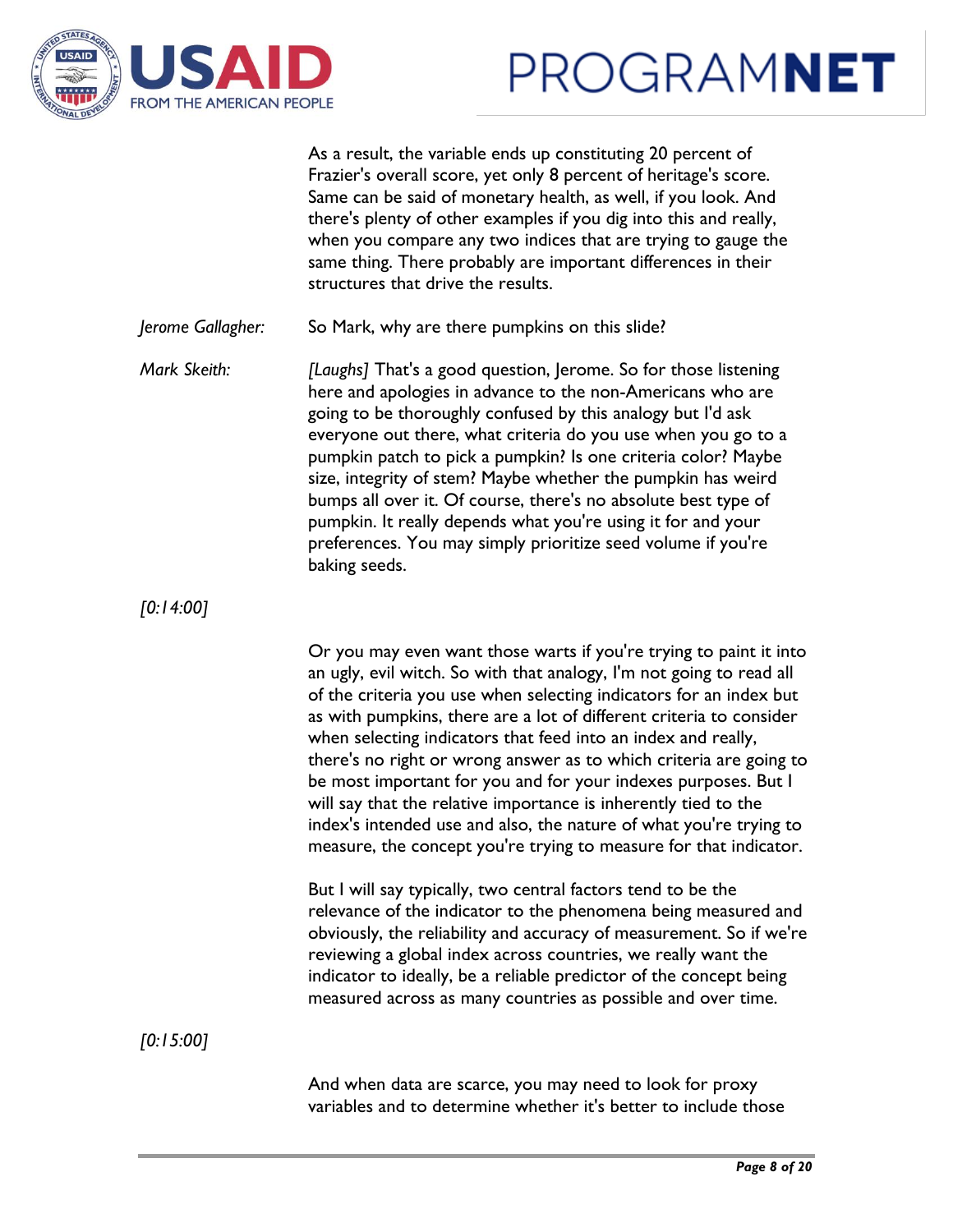As a result, the variable ends up constituting 20 percent of Frazier's overall score, yet only 8 percent of heritage's score. Same can be said of monetary health, as well, if you look. And there's plenty of other examples if you dig into this and really, when you compare any two indices that are trying to gauge the same thing. There probably are important differences in their structures that drive the results.

*Jerome Gallagher:* So Mark, why are there pumpkins on this slide?

*Mark Skeith:* *[Laughs]* That's a good question, Jerome. So for those listening here and apologies in advance to the non-Americans who are going to be thoroughly confused by this analogy but I'd ask everyone out there, what criteria do you use when you go to a pumpkin patch to pick a pumpkin? Is one criteria color? Maybe size, integrity of stem? Maybe whether the pumpkin has weird bumps all over it. Of course, there's no absolute best type of pumpkin. It really depends what you're using it for and your preferences. You may simply prioritize seed volume if you're baking seeds.

*[0:14:00]*

Or you may even want those warts if you're trying to paint it into an ugly, evil witch. So with that analogy, I'm not going to read all of the criteria you use when selecting indicators for an index but as with pumpkins, there are a lot of different criteria to consider when selecting indicators that feed into an index and really, there's no right or wrong answer as to which criteria are going to be most important for you and for your indexes purposes. But I will say that the relative importance is inherently tied to the index's intended use and also, the nature of what you're trying to measure, the concept you're trying to measure for that indicator.

But I will say typically, two central factors tend to be the relevance of the indicator to the phenomena being measured and obviously, the reliability and accuracy of measurement. So if we're reviewing a global index across countries, we really want the indicator to ideally, be a reliable predictor of the concept being measured across as many countries as possible and over time.

*[0:15:00]*

And when data are scarce, you may need to look for proxy variables and to determine whether it's better to include those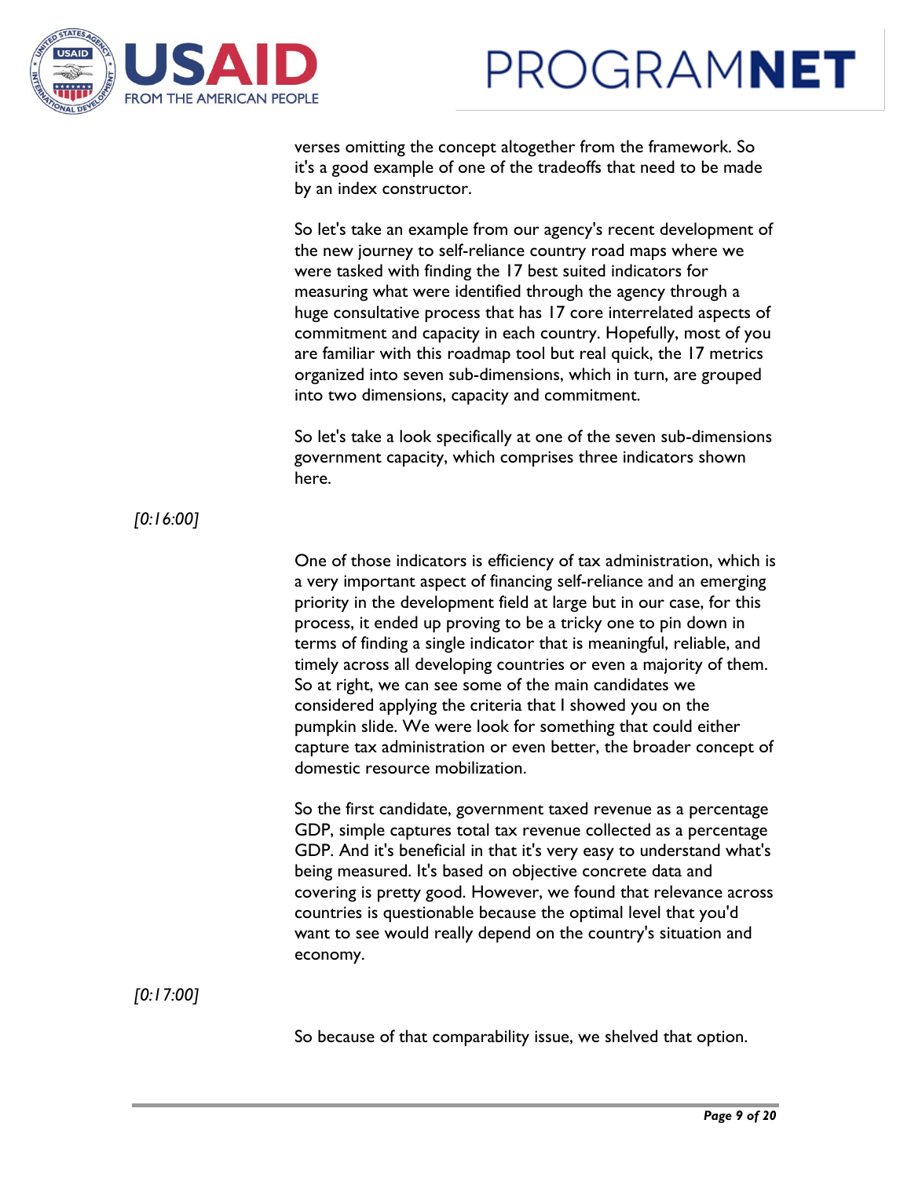verses omitting the concept altogether from the framework. So it's a good example of one of the tradeoffs that need to be made by an index constructor.

So let's take an example from our agency's recent development of the new journey to self-reliance country road maps where we were tasked with finding the 17 best suited indicators for measuring what were identified through the agency through a huge consultative process that has 17 core interrelated aspects of commitment and capacity in each country. Hopefully, most of you are familiar with this roadmap tool but real quick, the 17 metrics organized into seven sub-dimensions, which in turn, are grouped into two dimensions, capacity and commitment.

So let's take a look specifically at one of the seven sub-dimensions government capacity, which comprises three indicators shown here.

*[0:16:00]*

One of those indicators is efficiency of tax administration, which is a very important aspect of financing self-reliance and an emerging priority in the development field at large but in our case, for this process, it ended up proving to be a tricky one to pin down in terms of finding a single indicator that is meaningful, reliable, and timely across all developing countries or even a majority of them. So at right, we can see some of the main candidates we considered applying the criteria that I showed you on the pumpkin slide. We were look for something that could either capture tax administration or even better, the broader concept of domestic resource mobilization.

So the first candidate, government taxed revenue as a percentage GDP, simple captures total tax revenue collected as a percentage GDP. And it's beneficial in that it's very easy to understand what's being measured. It's based on objective concrete data and covering is pretty good. However, we found that relevance across countries is questionable because the optimal level that you'd want to see would really depend on the country's situation and economy.

*[0:17:00]*

So because of that comparability issue, we shelved that option.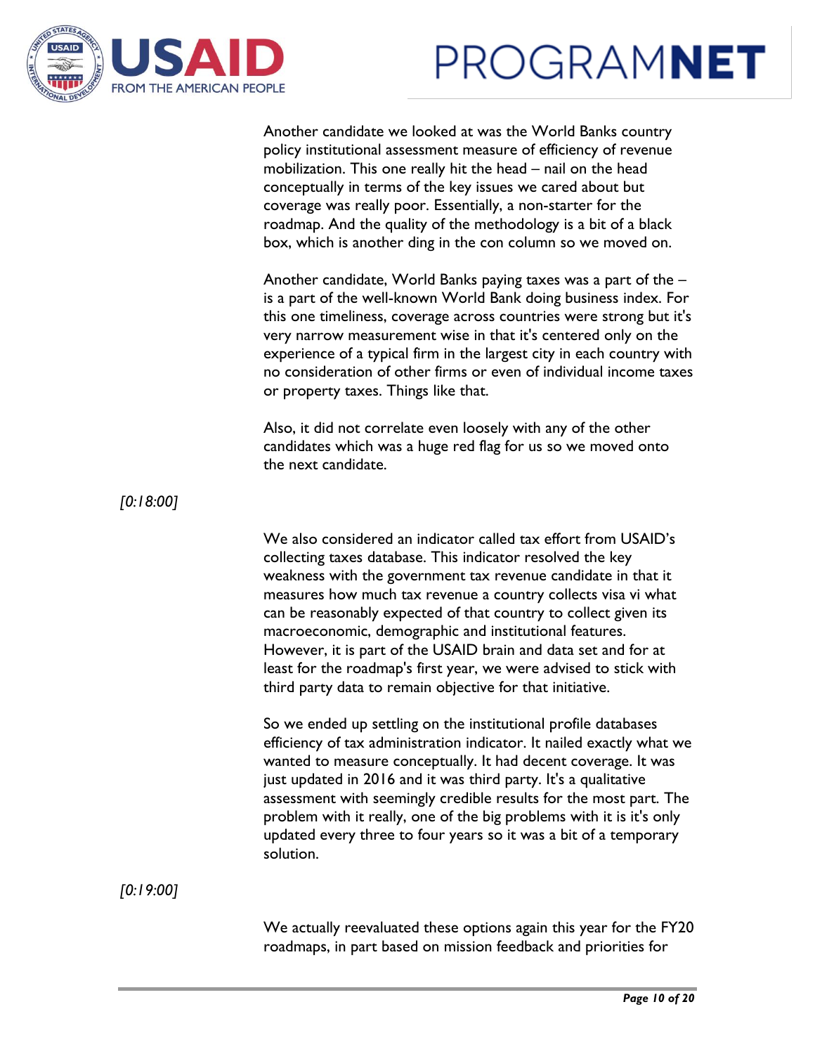Another candidate we looked at was the World Banks country policy institutional assessment measure of efficiency of revenue mobilization. This one really hit the head – nail on the head conceptually in terms of the key issues we cared about but coverage was really poor. Essentially, a non-starter for the roadmap. And the quality of the methodology is a bit of a black box, which is another ding in the con column so we moved on.

Another candidate, World Banks paying taxes was a part of the – is a part of the well-known World Bank doing business index. For this one timeliness, coverage across countries were strong but it's very narrow measurement wise in that it's centered only on the experience of a typical firm in the largest city in each country with no consideration of other firms or even of individual income taxes or property taxes. Things like that.

Also, it did not correlate even loosely with any of the other candidates which was a huge red flag for us so we moved onto the next candidate.

*[0:18:00]*

We also considered an indicator called tax effort from USAID's collecting taxes database. This indicator resolved the key weakness with the government tax revenue candidate in that it measures how much tax revenue a country collects visa vi what can be reasonably expected of that country to collect given its macroeconomic, demographic and institutional features. However, it is part of the USAID brain and data set and for at least for the roadmap's first year, we were advised to stick with third party data to remain objective for that initiative.

So we ended up settling on the institutional profile databases efficiency of tax administration indicator. It nailed exactly what we wanted to measure conceptually. It had decent coverage. It was just updated in 2016 and it was third party. It's a qualitative assessment with seemingly credible results for the most part. The problem with it really, one of the big problems with it is it's only updated every three to four years so it was a bit of a temporary solution.

*[0:19:00]*

We actually reevaluated these options again this year for the FY20 roadmaps, in part based on mission feedback and priorities for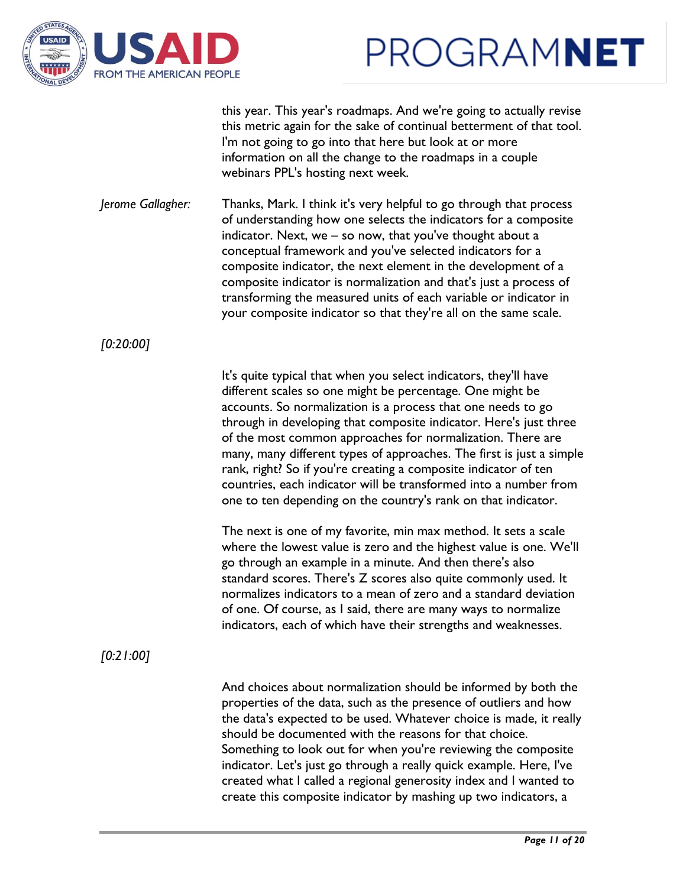this year. This year's roadmaps. And we're going to actually revise this metric again for the sake of continual betterment of that tool. I'm not going to go into that here but look at or more information on all the change to the roadmaps in a couple webinars PPL's hosting next week.

*Jerome Gallagher:* Thanks, Mark. I think it's very helpful to go through that process of understanding how one selects the indicators for a composite indicator. Next, we – so now, that you've thought about a conceptual framework and you've selected indicators for a composite indicator, the next element in the development of a composite indicator is normalization and that's just a process of transforming the measured units of each variable or indicator in your composite indicator so that they're all on the same scale.

*[0:20:00]*

It's quite typical that when you select indicators, they'll have different scales so one might be percentage. One might be accounts. So normalization is a process that one needs to go through in developing that composite indicator. Here's just three of the most common approaches for normalization. There are many, many different types of approaches. The first is just a simple rank, right? So if you're creating a composite indicator of ten countries, each indicator will be transformed into a number from one to ten depending on the country's rank on that indicator.

The next is one of my favorite, min max method. It sets a scale where the lowest value is zero and the highest value is one. We'll go through an example in a minute. And then there's also standard scores. There's Z scores also quite commonly used. It normalizes indicators to a mean of zero and a standard deviation of one. Of course, as I said, there are many ways to normalize indicators, each of which have their strengths and weaknesses.

*[0:21:00]*

And choices about normalization should be informed by both the properties of the data, such as the presence of outliers and how the data's expected to be used. Whatever choice is made, it really should be documented with the reasons for that choice. Something to look out for when you're reviewing the composite indicator. Let's just go through a really quick example. Here, I've created what I called a regional generosity index and I wanted to create this composite indicator by mashing up two indicators, a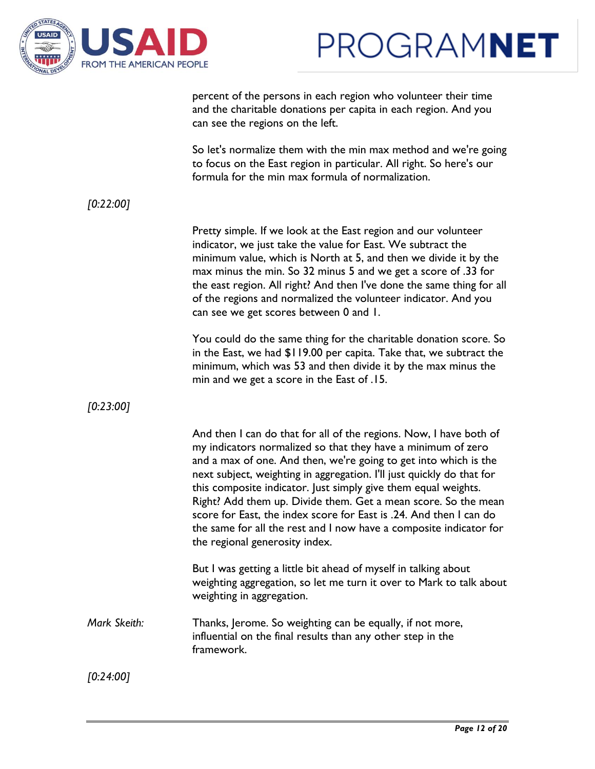percent of the persons in each region who volunteer their time and the charitable donations per capita in each region. And you can see the regions on the left.

So let's normalize them with the min max method and we're going to focus on the East region in particular. All right. So here's our formula for the min max formula of normalization.

*[0:22:00]*

Pretty simple. If we look at the East region and our volunteer indicator, we just take the value for East. We subtract the minimum value, which is North at 5, and then we divide it by the max minus the min. So 32 minus 5 and we get a score of .33 for the east region. All right? And then I've done the same thing for all of the regions and normalized the volunteer indicator. And you can see we get scores between 0 and 1.

You could do the same thing for the charitable donation score. So in the East, we had $119.00 per capita. Take that, we subtract the minimum, which was 53 and then divide it by the max minus the min and we get a score in the East of .15.

*[0:23:00]*

And then I can do that for all of the regions. Now, I have both of my indicators normalized so that they have a minimum of zero and a max of one. And then, we're going to get into which is the next subject, weighting in aggregation. I'll just quickly do that for this composite indicator. Just simply give them equal weights. Right? Add them up. Divide them. Get a mean score. So the mean score for East, the index score for East is .24. And then I can do the same for all the rest and I now have a composite indicator for the regional generosity index.

But I was getting a little bit ahead of myself in talking about weighting aggregation, so let me turn it over to Mark to talk about weighting in aggregation.

*Mark Skeith:* Thanks, Jerome. So weighting can be equally, if not more, influential on the final results than any other step in the framework.

*[0:24:00]*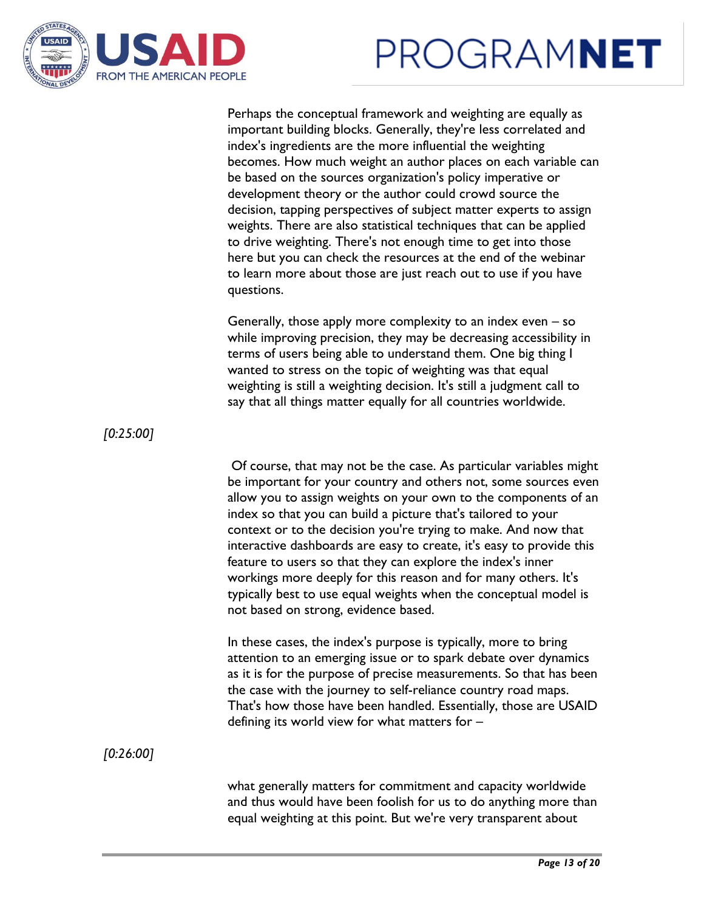Perhaps the conceptual framework and weighting are equally as important building blocks. Generally, they're less correlated and index's ingredients are the more influential the weighting becomes. How much weight an author places on each variable can be based on the sources organization's policy imperative or development theory or the author could crowd source the decision, tapping perspectives of subject matter experts to assign weights. There are also statistical techniques that can be applied to drive weighting. There's not enough time to get into those here but you can check the resources at the end of the webinar to learn more about those are just reach out to use if you have questions.

Generally, those apply more complexity to an index even – so while improving precision, they may be decreasing accessibility in terms of users being able to understand them. One big thing I wanted to stress on the topic of weighting was that equal weighting is still a weighting decision. It's still a judgment call to say that all things matter equally for all countries worldwide.

*[0:25:00]*

Of course, that may not be the case. As particular variables might be important for your country and others not, some sources even allow you to assign weights on your own to the components of an index so that you can build a picture that's tailored to your context or to the decision you're trying to make. And now that interactive dashboards are easy to create, it's easy to provide this feature to users so that they can explore the index's inner workings more deeply for this reason and for many others. It's typically best to use equal weights when the conceptual model is not based on strong, evidence based.

In these cases, the index's purpose is typically, more to bring attention to an emerging issue or to spark debate over dynamics as it is for the purpose of precise measurements. So that has been the case with the journey to self-reliance country road maps. That's how those have been handled. Essentially, those are USAID defining its world view for what matters for –

*[0:26:00]*

what generally matters for commitment and capacity worldwide and thus would have been foolish for us to do anything more than equal weighting at this point. But we're very transparent about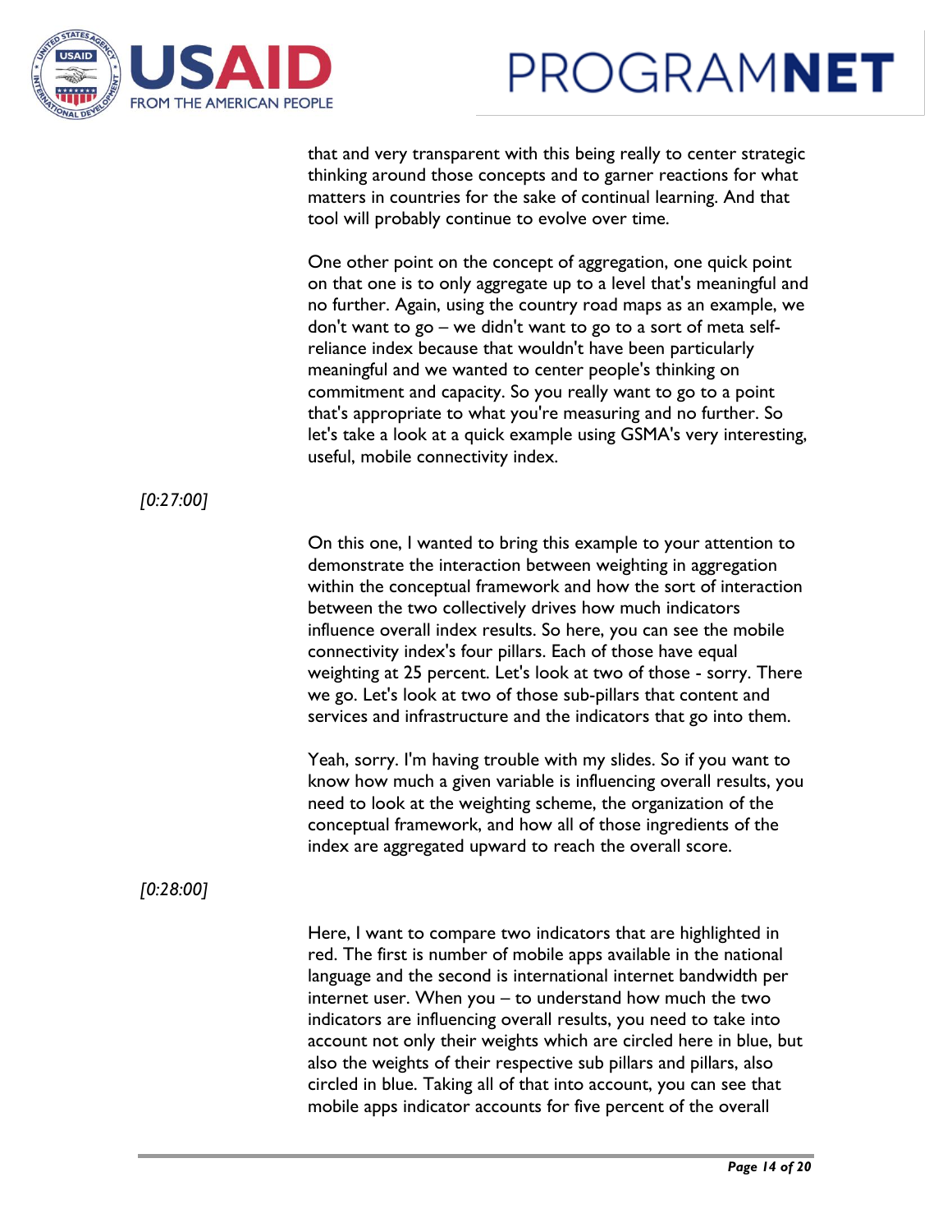that and very transparent with this being really to center strategic thinking around those concepts and to garner reactions for what matters in countries for the sake of continual learning. And that tool will probably continue to evolve over time.

One other point on the concept of aggregation, one quick point on that one is to only aggregate up to a level that's meaningful and no further. Again, using the country road maps as an example, we don't want to go – we didn't want to go to a sort of meta self-reliance index because that wouldn't have been particularly meaningful and we wanted to center people's thinking on commitment and capacity. So you really want to go to a point that's appropriate to what you're measuring and no further. So let's take a look at a quick example using GSMA's very interesting, useful, mobile connectivity index.

*[0:27:00]*

On this one, I wanted to bring this example to your attention to demonstrate the interaction between weighting in aggregation within the conceptual framework and how the sort of interaction between the two collectively drives how much indicators influence overall index results. So here, you can see the mobile connectivity index's four pillars. Each of those have equal weighting at 25 percent. Let's look at two of those - sorry. There we go. Let's look at two of those sub-pillars that content and services and infrastructure and the indicators that go into them.

Yeah, sorry. I'm having trouble with my slides. So if you want to know how much a given variable is influencing overall results, you need to look at the weighting scheme, the organization of the conceptual framework, and how all of those ingredients of the index are aggregated upward to reach the overall score.

*[0:28:00]*

Here, I want to compare two indicators that are highlighted in red. The first is number of mobile apps available in the national language and the second is international internet bandwidth per internet user. When you – to understand how much the two indicators are influencing overall results, you need to take into account not only their weights which are circled here in blue, but also the weights of their respective sub pillars and pillars, also circled in blue. Taking all of that into account, you can see that mobile apps indicator accounts for five percent of the overall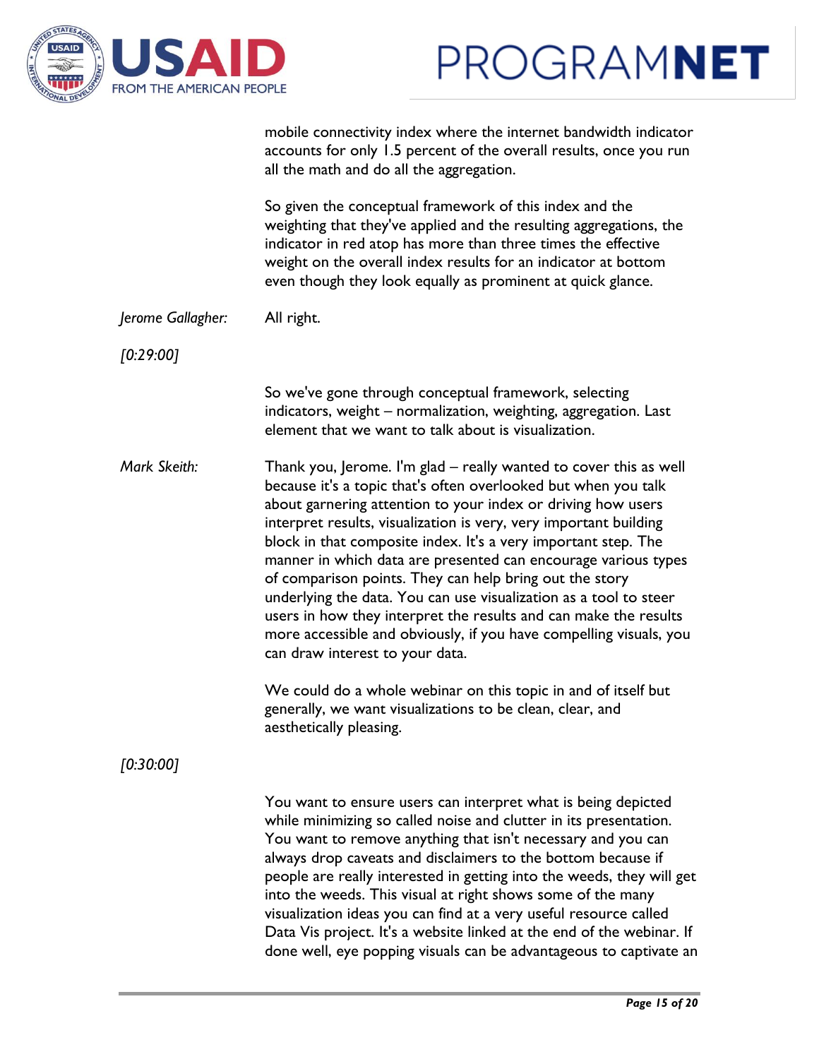mobile connectivity index where the internet bandwidth indicator accounts for only 1.5 percent of the overall results, once you run all the math and do all the aggregation.

So given the conceptual framework of this index and the weighting that they've applied and the resulting aggregations, the indicator in red atop has more than three times the effective weight on the overall index results for an indicator at bottom even though they look equally as prominent at quick glance.

*Jerome Gallagher:* All right.

*[0:29:00]*

So we've gone through conceptual framework, selecting indicators, weight – normalization, weighting, aggregation. Last element that we want to talk about is visualization.

*Mark Skeith:* Thank you, Jerome. I'm glad – really wanted to cover this as well because it's a topic that's often overlooked but when you talk about garnering attention to your index or driving how users interpret results, visualization is very, very important building block in that composite index. It's a very important step. The manner in which data are presented can encourage various types of comparison points. They can help bring out the story underlying the data. You can use visualization as a tool to steer users in how they interpret the results and can make the results more accessible and obviously, if you have compelling visuals, you can draw interest to your data.

We could do a whole webinar on this topic in and of itself but generally, we want visualizations to be clean, clear, and aesthetically pleasing.

*[0:30:00]*

You want to ensure users can interpret what is being depicted while minimizing so called noise and clutter in its presentation. You want to remove anything that isn't necessary and you can always drop caveats and disclaimers to the bottom because if people are really interested in getting into the weeds, they will get into the weeds. This visual at right shows some of the many visualization ideas you can find at a very useful resource called Data Vis project. It's a website linked at the end of the webinar. If done well, eye popping visuals can be advantageous to captivate an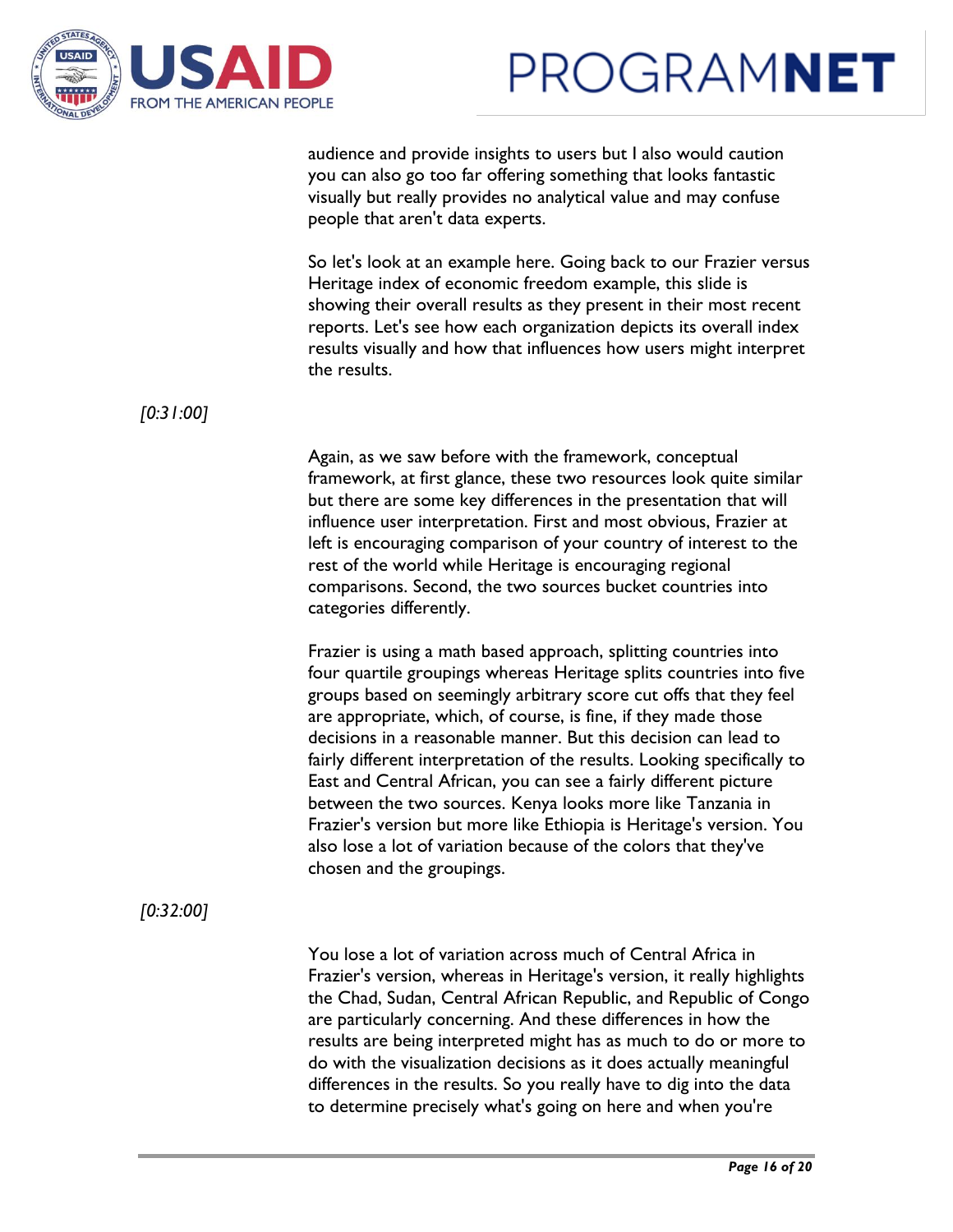audience and provide insights to users but I also would caution you can also go too far offering something that looks fantastic visually but really provides no analytical value and may confuse people that aren't data experts.

So let's look at an example here. Going back to our Frazier versus Heritage index of economic freedom example, this slide is showing their overall results as they present in their most recent reports. Let's see how each organization depicts its overall index results visually and how that influences how users might interpret the results.

*[0:31:00]*

Again, as we saw before with the framework, conceptual framework, at first glance, these two resources look quite similar but there are some key differences in the presentation that will influence user interpretation. First and most obvious, Frazier at left is encouraging comparison of your country of interest to the rest of the world while Heritage is encouraging regional comparisons. Second, the two sources bucket countries into categories differently.

Frazier is using a math based approach, splitting countries into four quartile groupings whereas Heritage splits countries into five groups based on seemingly arbitrary score cut offs that they feel are appropriate, which, of course, is fine, if they made those decisions in a reasonable manner. But this decision can lead to fairly different interpretation of the results. Looking specifically to East and Central African, you can see a fairly different picture between the two sources. Kenya looks more like Tanzania in Frazier's version but more like Ethiopia is Heritage's version. You also lose a lot of variation because of the colors that they've chosen and the groupings.

*[0:32:00]*

You lose a lot of variation across much of Central Africa in Frazier's version, whereas in Heritage's version, it really highlights the Chad, Sudan, Central African Republic, and Republic of Congo are particularly concerning. And these differences in how the results are being interpreted might has as much to do or more to do with the visualization decisions as it does actually meaningful differences in the results. So you really have to dig into the data to determine precisely what's going on here and when you're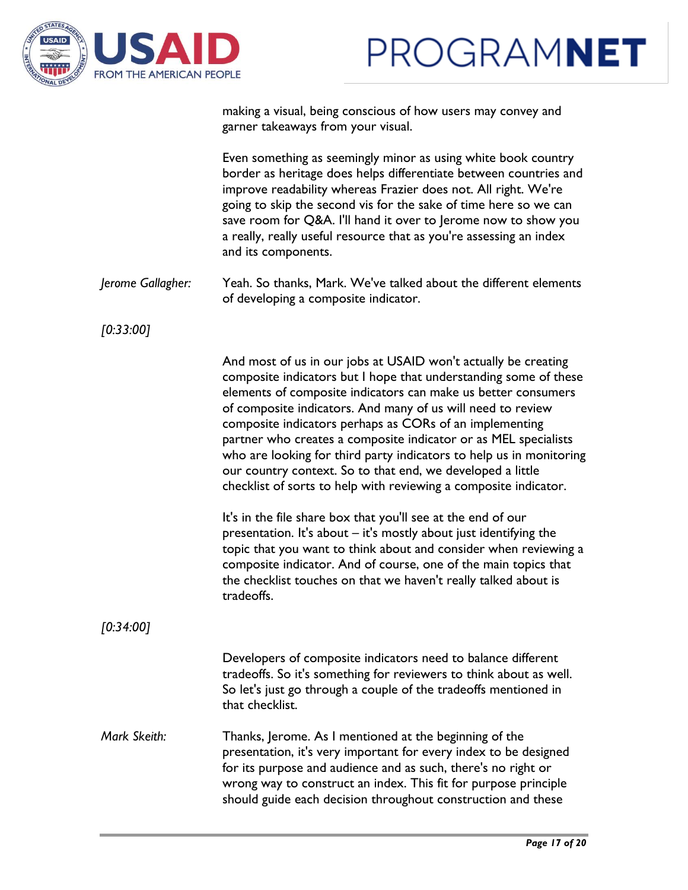making a visual, being conscious of how users may convey and garner takeaways from your visual.

Even something as seemingly minor as using white book country border as heritage does helps differentiate between countries and improve readability whereas Frazier does not. All right. We're going to skip the second vis for the sake of time here so we can save room for Q&A. I'll hand it over to Jerome now to show you a really, really useful resource that as you're assessing an index and its components.

*Jerome Gallagher:* Yeah. So thanks, Mark. We've talked about the different elements of developing a composite indicator.

*[0:33:00]*

And most of us in our jobs at USAID won't actually be creating composite indicators but I hope that understanding some of these elements of composite indicators can make us better consumers of composite indicators. And many of us will need to review composite indicators perhaps as CORs of an implementing partner who creates a composite indicator or as MEL specialists who are looking for third party indicators to help us in monitoring our country context. So to that end, we developed a little checklist of sorts to help with reviewing a composite indicator.

It's in the file share box that you'll see at the end of our presentation. It's about – it's mostly about just identifying the topic that you want to think about and consider when reviewing a composite indicator. And of course, one of the main topics that the checklist touches on that we haven't really talked about is tradeoffs.

*[0:34:00]*

Developers of composite indicators need to balance different tradeoffs. So it's something for reviewers to think about as well. So let's just go through a couple of the tradeoffs mentioned in that checklist.

*Mark Skeith:* Thanks, Jerome. As I mentioned at the beginning of the presentation, it's very important for every index to be designed for its purpose and audience and as such, there's no right or wrong way to construct an index. This fit for purpose principle should guide each decision throughout construction and these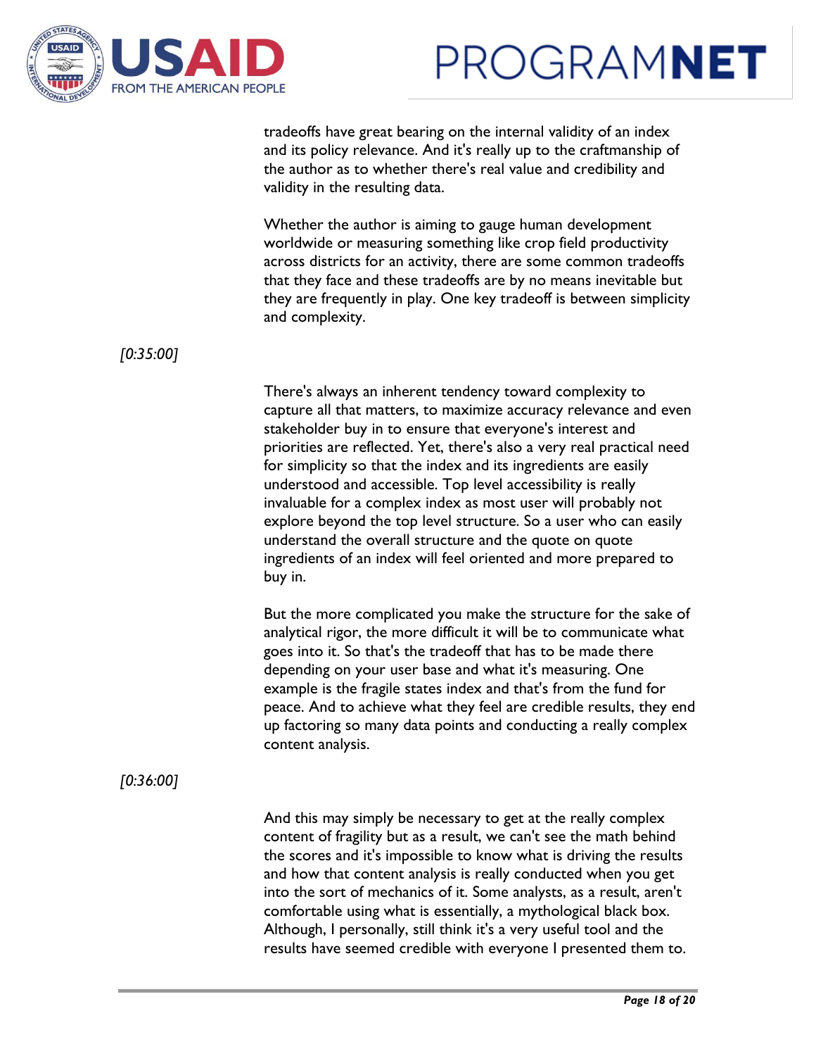tradeoffs have great bearing on the internal validity of an index and its policy relevance. And it's really up to the craftmanship of the author as to whether there's real value and credibility and validity in the resulting data.

Whether the author is aiming to gauge human development worldwide or measuring something like crop field productivity across districts for an activity, there are some common tradeoffs that they face and these tradeoffs are by no means inevitable but they are frequently in play. One key tradeoff is between simplicity and complexity.

*[0:35:00]*

There's always an inherent tendency toward complexity to capture all that matters, to maximize accuracy relevance and even stakeholder buy in to ensure that everyone's interest and priorities are reflected. Yet, there's also a very real practical need for simplicity so that the index and its ingredients are easily understood and accessible. Top level accessibility is really invaluable for a complex index as most user will probably not explore beyond the top level structure. So a user who can easily understand the overall structure and the quote on quote ingredients of an index will feel oriented and more prepared to buy in.

But the more complicated you make the structure for the sake of analytical rigor, the more difficult it will be to communicate what goes into it. So that's the tradeoff that has to be made there depending on your user base and what it's measuring. One example is the fragile states index and that's from the fund for peace. And to achieve what they feel are credible results, they end up factoring so many data points and conducting a really complex content analysis.

*[0:36:00]*

And this may simply be necessary to get at the really complex content of fragility but as a result, we can't see the math behind the scores and it's impossible to know what is driving the results and how that content analysis is really conducted when you get into the sort of mechanics of it. Some analysts, as a result, aren't comfortable using what is essentially, a mythological black box. Although, I personally, still think it's a very useful tool and the results have seemed credible with everyone I presented them to.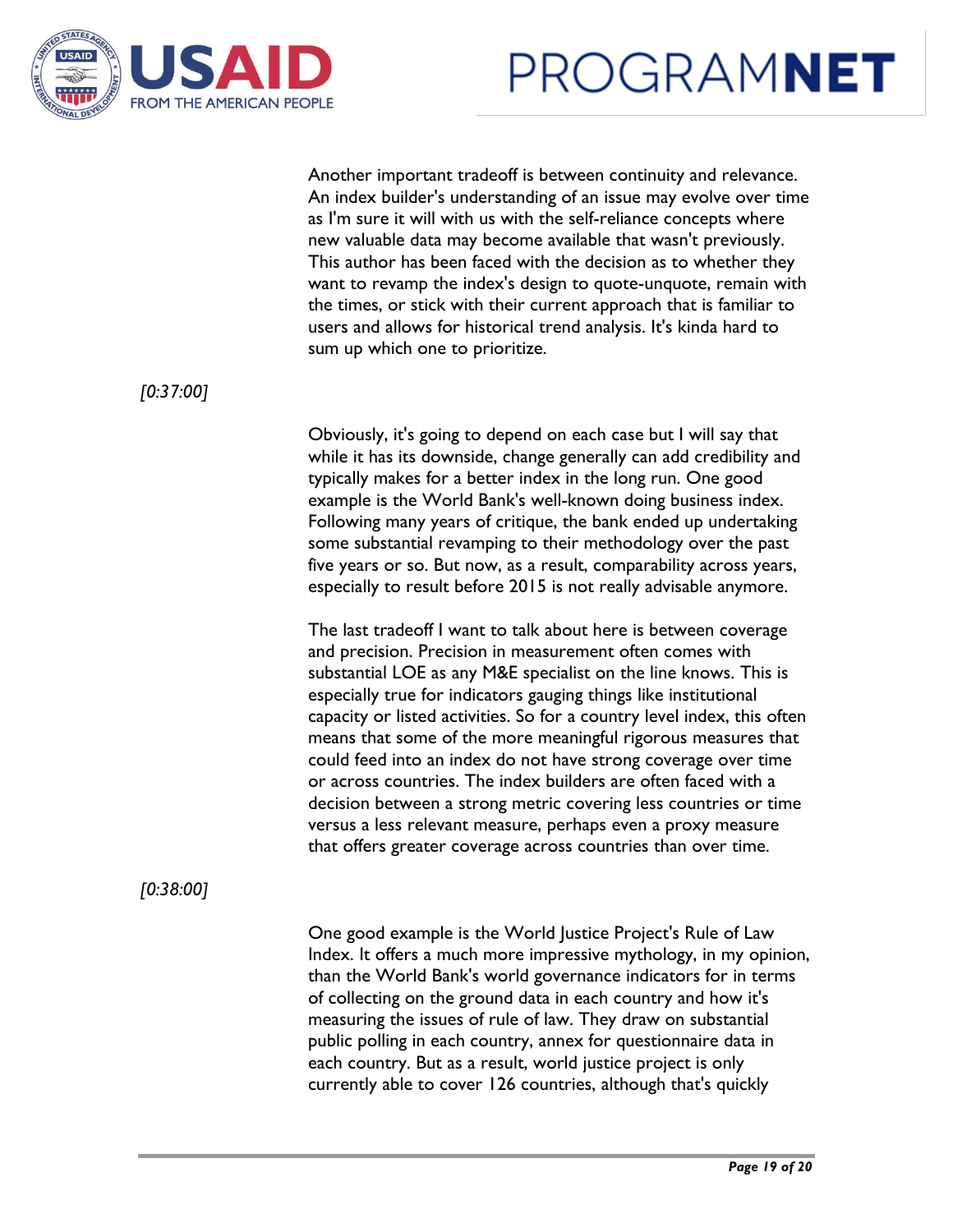Another important tradeoff is between continuity and relevance. An index builder's understanding of an issue may evolve over time as I'm sure it will with us with the self-reliance concepts where new valuable data may become available that wasn't previously. This author has been faced with the decision as to whether they want to revamp the index's design to quote-unquote, remain with the times, or stick with their current approach that is familiar to users and allows for historical trend analysis. It's kinda hard to sum up which one to prioritize.

*[0:37:00]*

Obviously, it's going to depend on each case but I will say that while it has its downside, change generally can add credibility and typically makes for a better index in the long run. One good example is the World Bank's well-known doing business index. Following many years of critique, the bank ended up undertaking some substantial revamping to their methodology over the past five years or so. But now, as a result, comparability across years, especially to result before 2015 is not really advisable anymore.

The last tradeoff I want to talk about here is between coverage and precision. Precision in measurement often comes with substantial LOE as any M&E specialist on the line knows. This is especially true for indicators gauging things like institutional capacity or listed activities. So for a country level index, this often means that some of the more meaningful rigorous measures that could feed into an index do not have strong coverage over time or across countries. The index builders are often faced with a decision between a strong metric covering less countries or time versus a less relevant measure, perhaps even a proxy measure that offers greater coverage across countries than over time.

*[0:38:00]*

One good example is the World Justice Project's Rule of Law Index. It offers a much more impressive mythology, in my opinion, than the World Bank's world governance indicators for in terms of collecting on the ground data in each country and how it's measuring the issues of rule of law. They draw on substantial public polling in each country, annex for questionnaire data in each country. But as a result, world justice project is only currently able to cover 126 countries, although that's quickly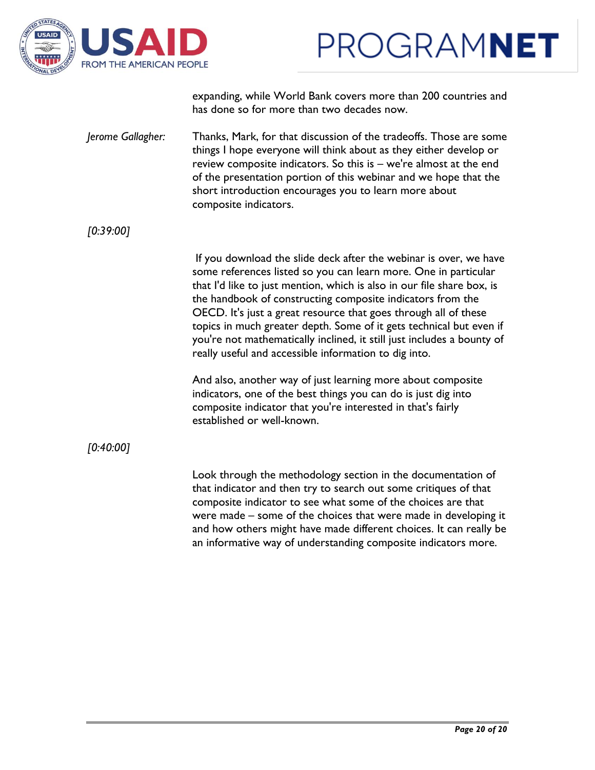expanding, while World Bank covers more than 200 countries and has done so for more than two decades now.

*Jerome Gallagher:* Thanks, Mark, for that discussion of the tradeoffs. Those are some things I hope everyone will think about as they either develop or review composite indicators. So this is – we're almost at the end of the presentation portion of this webinar and we hope that the short introduction encourages you to learn more about composite indicators.

*[0:39:00]*

If you download the slide deck after the webinar is over, we have some references listed so you can learn more. One in particular that I'd like to just mention, which is also in our file share box, is the handbook of constructing composite indicators from the OECD. It's just a great resource that goes through all of these topics in much greater depth. Some of it gets technical but even if you're not mathematically inclined, it still just includes a bounty of really useful and accessible information to dig into.

And also, another way of just learning more about composite indicators, one of the best things you can do is just dig into composite indicator that you're interested in that's fairly established or well-known.

*[0:40:00]*

Look through the methodology section in the documentation of that indicator and then try to search out some critiques of that composite indicator to see what some of the choices are that were made – some of the choices that were made in developing it and how others might have made different choices. It can really be an informative way of understanding composite indicators more.